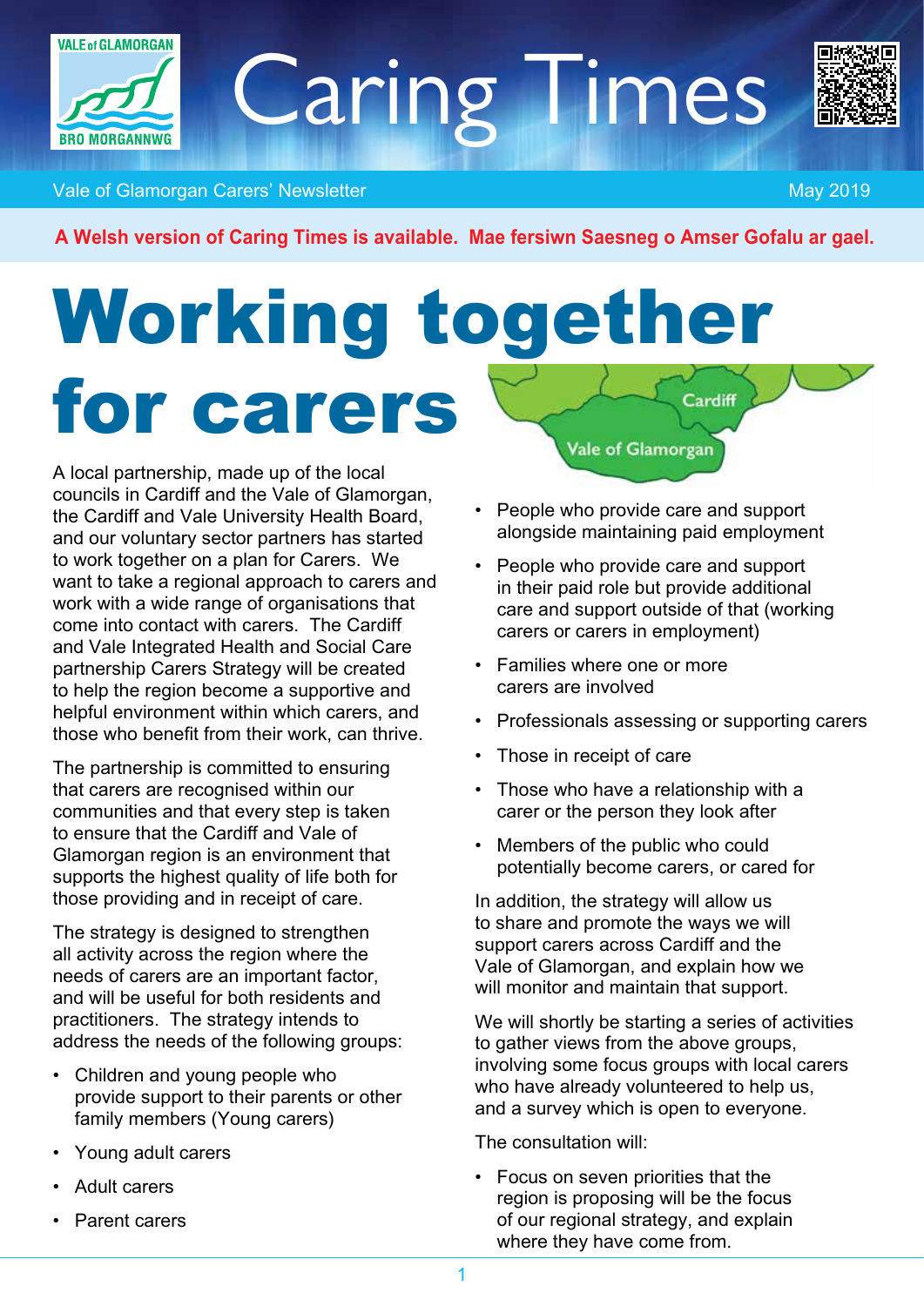# Caring Times

Vale of Glamorgan Carers' Newsletter

May 2019

**A Welsh version of Caring Times is available. Mae fersiwn Saesneg o Amser Gofalu ar gael.**

# Working together for carers

A local partnership, made up of the local councils in Cardiff and the Vale of Glamorgan, the Cardiff and Vale University Health Board, and our voluntary sector partners has started to work together on a plan for Carers. We want to take a regional approach to carers and work with a wide range of organisations that come into contact with carers. The Cardiff and Vale Integrated Health and Social Care partnership Carers Strategy will be created to help the region become a supportive and helpful environment within which carers, and those who benefit from their work, can thrive.

The partnership is committed to ensuring that carers are recognised within our communities and that every step is taken to ensure that the Cardiff and Vale of Glamorgan region is an environment that supports the highest quality of life both for those providing and in receipt of care.

The strategy is designed to strengthen all activity across the region where the needs of carers are an important factor, and will be useful for both residents and practitioners. The strategy intends to address the needs of the following groups:

- Children and young people who provide support to their parents or other family members (Young carers)
- Young adult carers
- Adult carers
- Parent carers
- People who provide care and support alongside maintaining paid employment
- People who provide care and support in their paid role but provide additional care and support outside of that (working carers or carers in employment)
- Families where one or more carers are involved
- Professionals assessing or supporting carers
- Those in receipt of care
- Those who have a relationship with a carer or the person they look after
- Members of the public who could potentially become carers, or cared for

In addition, the strategy will allow us to share and promote the ways we will support carers across Cardiff and the Vale of Glamorgan, and explain how we will monitor and maintain that support.

We will shortly be starting a series of activities to gather views from the above groups, involving some focus groups with local carers who have already volunteered to help us, and a survey which is open to everyone.

The consultation will:

- Focus on seven priorities that the region is proposing will be the focus of our regional strategy, and explain where they have come from.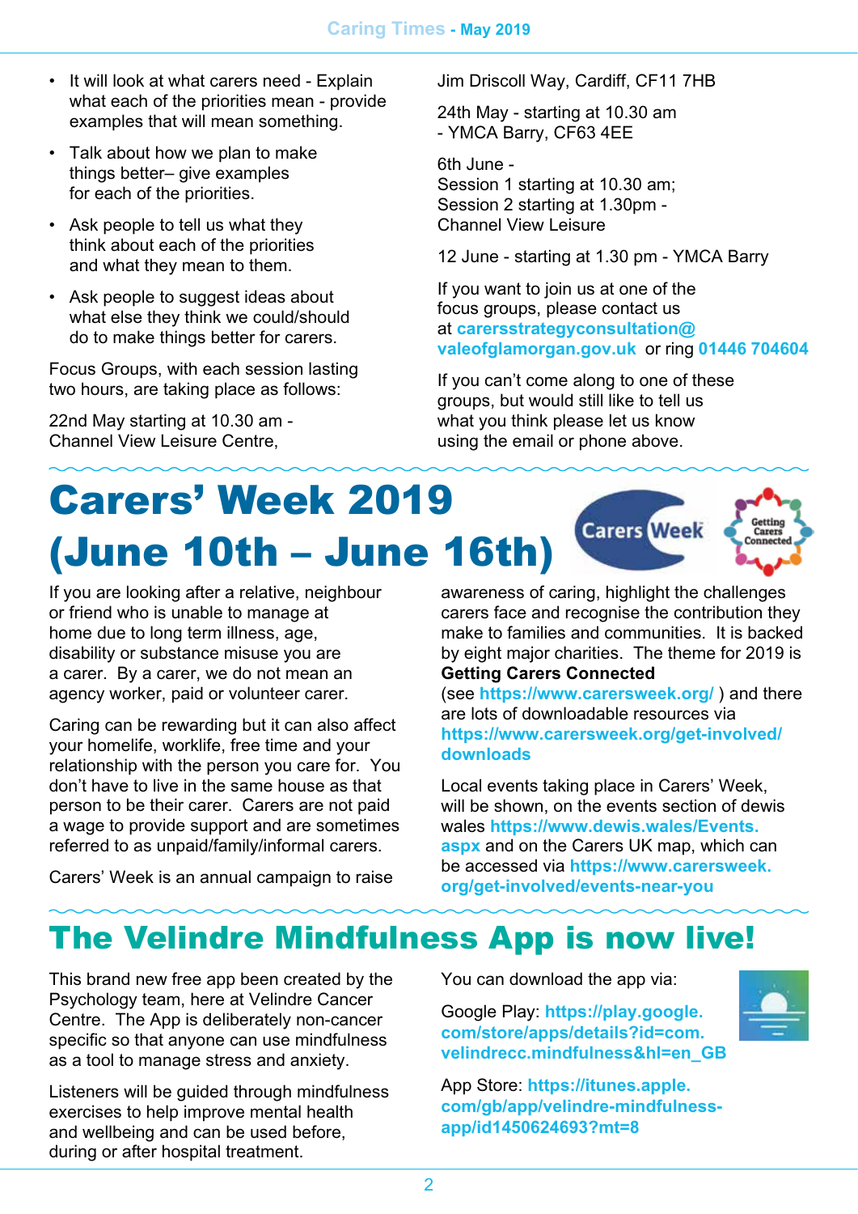- It will look at what carers need - Explain what each of the priorities mean - provide examples that will mean something.
- Talk about how we plan to make things better– give examples for each of the priorities.
- Ask people to tell us what they think about each of the priorities and what they mean to them.
- Ask people to suggest ideas about what else they think we could/should do to make things better for carers.

Focus Groups, with each session lasting two hours, are taking place as follows:

22nd May starting at 10.30 am - Channel View Leisure Centre, Jim Driscoll Way, Cardiff, CF11 7HB

24th May - starting at 10.30 am - YMCA Barry, CF63 4EE

6th June -
Session 1 starting at 10.30 am;
Session 2 starting at 1.30pm -
Channel View Leisure

12 June - starting at 1.30 pm - YMCA Barry

If you want to join us at one of the focus groups, please contact us at **carersstrategyconsultation@valeofglamorgan.gov.uk** or ring **01446 704604**

If you can't come along to one of these groups, but would still like to tell us what you think please let us know using the email or phone above.

# Carers' Week 2019 (June 10th – June 16th)

If you are looking after a relative, neighbour or friend who is unable to manage at home due to long term illness, age, disability or substance misuse you are a carer. By a carer, we do not mean an agency worker, paid or volunteer carer.

Caring can be rewarding but it can also affect your homelife, worklife, free time and your relationship with the person you care for. You don't have to live in the same house as that person to be their carer. Carers are not paid a wage to provide support and are sometimes referred to as unpaid/family/informal carers.

Carers' Week is an annual campaign to raise awareness of caring, highlight the challenges carers face and recognise the contribution they make to families and communities. It is backed by eight major charities. The theme for 2019 is **Getting Carers Connected**
(see **https://www.carersweek.org/** ) and there are lots of downloadable resources via **https://www.carersweek.org/get-involved/downloads**

Local events taking place in Carers' Week, will be shown, on the events section of dewis wales **https://www.dewis.wales/Events.aspx** and on the Carers UK map, which can be accessed via **https://www.carersweek.org/get-involved/events-near-you**

# The Velindre Mindfulness App is now live!

This brand new free app been created by the Psychology team, here at Velindre Cancer Centre. The App is deliberately non-cancer specific so that anyone can use mindfulness as a tool to manage stress and anxiety.

Listeners will be guided through mindfulness exercises to help improve mental health and wellbeing and can be used before, during or after hospital treatment.

You can download the app via:

Google Play: **https://play.google.com/store/apps/details?id=com.velindrecc.mindfulness&hl=en_GB**

App Store: **https://itunes.apple.com/gb/app/velindre-mindfulness-app/id1450624693?mt=8**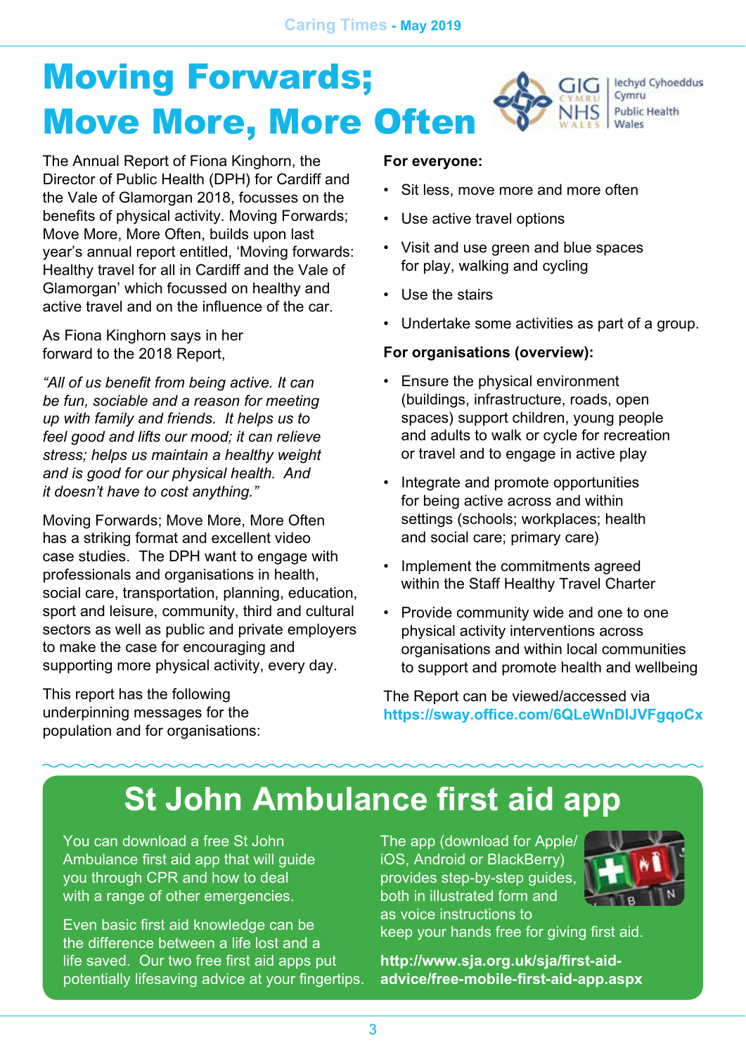# Moving Forwards; Move More, More Often

The Annual Report of Fiona Kinghorn, the Director of Public Health (DPH) for Cardiff and the Vale of Glamorgan 2018, focusses on the benefits of physical activity. Moving Forwards; Move More, More Often, builds upon last year's annual report entitled, 'Moving forwards: Healthy travel for all in Cardiff and the Vale of Glamorgan' which focussed on healthy and active travel and on the influence of the car.

As Fiona Kinghorn says in her forward to the 2018 Report,

*"All of us benefit from being active. It can be fun, sociable and a reason for meeting up with family and friends. It helps us to feel good and lifts our mood; it can relieve stress; helps us maintain a healthy weight and is good for our physical health. And it doesn't have to cost anything."*

Moving Forwards; Move More, More Often has a striking format and excellent video case studies. The DPH want to engage with professionals and organisations in health, social care, transportation, planning, education, sport and leisure, community, third and cultural sectors as well as public and private employers to make the case for encouraging and supporting more physical activity, every day.

This report has the following underpinning messages for the population and for organisations:

**For everyone:**

- Sit less, move more and more often
- Use active travel options
- Visit and use green and blue spaces for play, walking and cycling
- Use the stairs
- Undertake some activities as part of a group.

**For organisations (overview):**

- Ensure the physical environment (buildings, infrastructure, roads, open spaces) support children, young people and adults to walk or cycle for recreation or travel and to engage in active play
- Integrate and promote opportunities for being active across and within settings (schools; workplaces; health and social care; primary care)
- Implement the commitments agreed within the Staff Healthy Travel Charter
- Provide community wide and one to one physical activity interventions across organisations and within local communities to support and promote health and wellbeing

The Report can be viewed/accessed via **https://sway.office.com/6QLeWnDIJVFgqoCx**

# St John Ambulance first aid app

You can download a free St John Ambulance first aid app that will guide you through CPR and how to deal with a range of other emergencies.

Even basic first aid knowledge can be the difference between a life lost and a life saved. Our two free first aid apps put potentially lifesaving advice at your fingertips.

The app (download for Apple/iOS, Android or BlackBerry) provides step-by-step guides, both in illustrated form and as voice instructions to keep your hands free for giving first aid.

**http://www.sja.org.uk/sja/first-aid-advice/free-mobile-first-aid-app.aspx**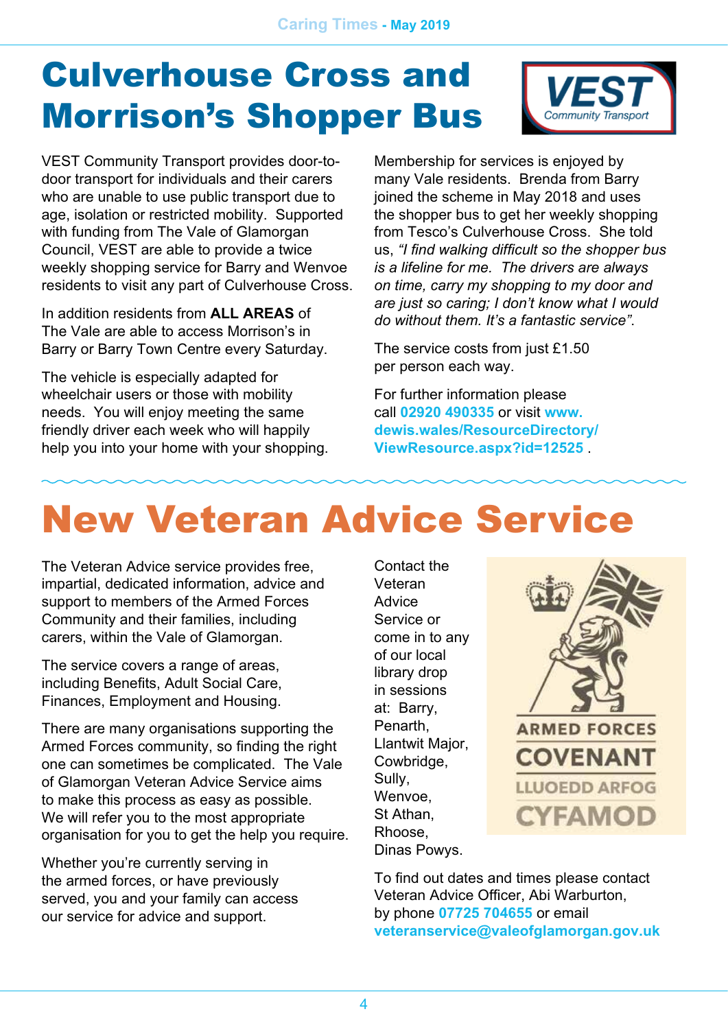# Culverhouse Cross and Morrison's Shopper Bus

VEST Community Transport provides door-to-door transport for individuals and their carers who are unable to use public transport due to age, isolation or restricted mobility. Supported with funding from The Vale of Glamorgan Council, VEST are able to provide a twice weekly shopping service for Barry and Wenvoe residents to visit any part of Culverhouse Cross.

In addition residents from **ALL AREAS** of The Vale are able to access Morrison's in Barry or Barry Town Centre every Saturday.

The vehicle is especially adapted for wheelchair users or those with mobility needs. You will enjoy meeting the same friendly driver each week who will happily help you into your home with your shopping.

Membership for services is enjoyed by many Vale residents. Brenda from Barry joined the scheme in May 2018 and uses the shopper bus to get her weekly shopping from Tesco's Culverhouse Cross. She told us, *"I find walking difficult so the shopper bus is a lifeline for me. The drivers are always on time, carry my shopping to my door and are just so caring; I don't know what I would do without them. It's a fantastic service"*.

The service costs from just £1.50 per person each way.

For further information please call **02920 490335** or visit **www.dewis.wales/ResourceDirectory/ViewResource.aspx?id=12525** .

# New Veteran Advice Service

The Veteran Advice service provides free, impartial, dedicated information, advice and support to members of the Armed Forces Community and their families, including carers, within the Vale of Glamorgan.

The service covers a range of areas, including Benefits, Adult Social Care, Finances, Employment and Housing.

There are many organisations supporting the Armed Forces community, so finding the right one can sometimes be complicated. The Vale of Glamorgan Veteran Advice Service aims to make this process as easy as possible. We will refer you to the most appropriate organisation for you to get the help you require.

Whether you're currently serving in the armed forces, or have previously served, you and your family can access our service for advice and support.

Contact the Veteran Advice Service or come in to any of our local library drop in sessions at: Barry, Penarth, Llantwit Major, Cowbridge, Sully, Wenvoe, St Athan, Rhoose, Dinas Powys.

To find out dates and times please contact Veteran Advice Officer, Abi Warburton, by phone **07725 704655** or email **veteranservice@valeofglamorgan.gov.uk**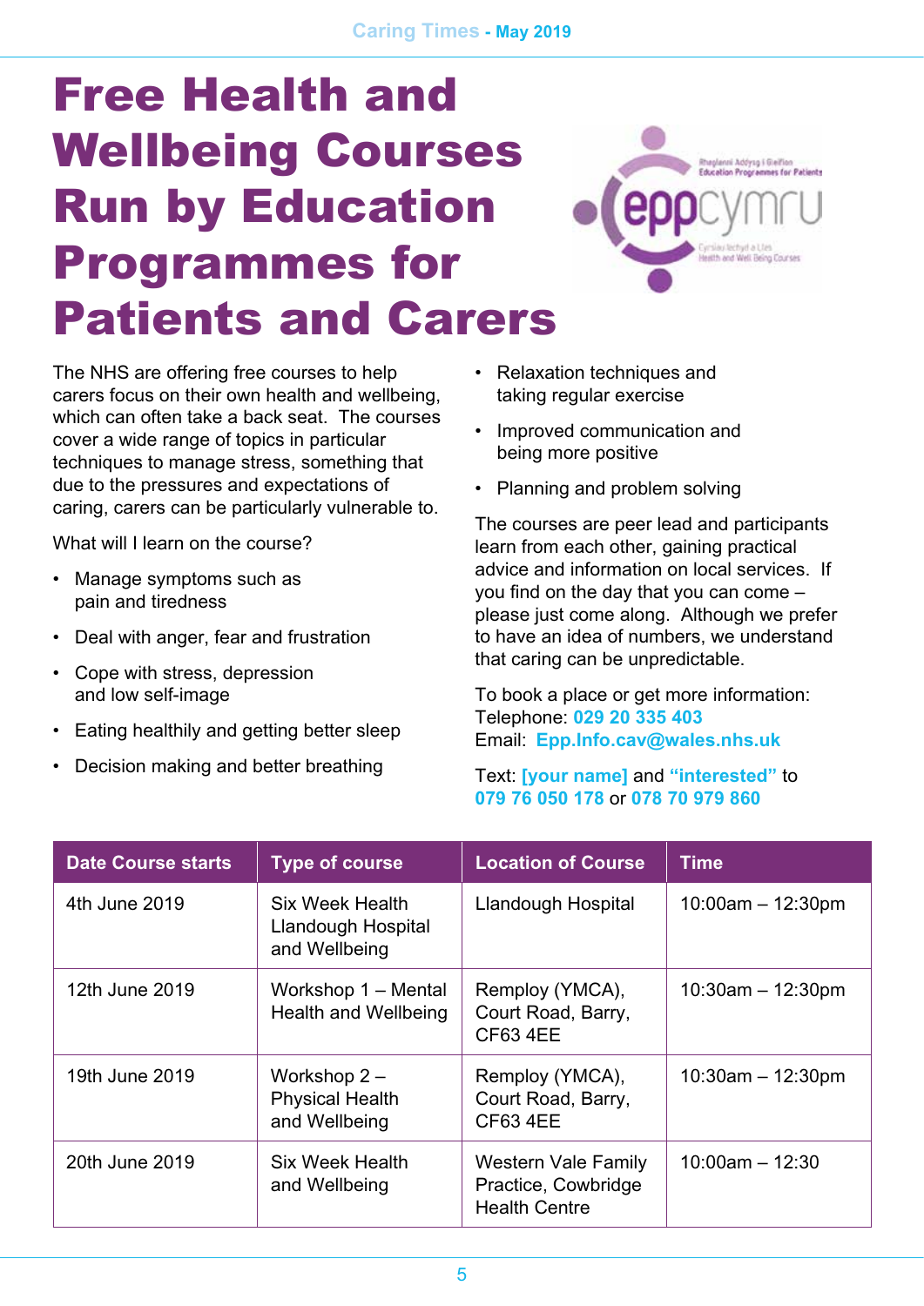# Free Health and Wellbeing Courses Run by Education Programmes for Patients and Carers

The NHS are offering free courses to help carers focus on their own health and wellbeing, which can often take a back seat. The courses cover a wide range of topics in particular techniques to manage stress, something that due to the pressures and expectations of caring, carers can be particularly vulnerable to.

What will I learn on the course?

- Manage symptoms such as pain and tiredness
- Deal with anger, fear and frustration
- Cope with stress, depression and low self-image
- Eating healthily and getting better sleep
- Decision making and better breathing
- Relaxation techniques and taking regular exercise
- Improved communication and being more positive
- Planning and problem solving

The courses are peer lead and participants learn from each other, gaining practical advice and information on local services. If you find on the day that you can come – please just come along. Although we prefer to have an idea of numbers, we understand that caring can be unpredictable.

To book a place or get more information:
Telephone: **029 20 335 403**
Email: **Epp.Info.cav@wales.nhs.uk**

Text: **[your name]** and **"interested"** to **079 76 050 178** or **078 70 979 860**

| Date Course starts | Type of course | Location of Course | Time |
|---|---|---|---|
| 4th June 2019 | Six Week Health Llandough Hospital and Wellbeing | Llandough Hospital | 10:00am – 12:30pm |
| 12th June 2019 | Workshop 1 – Mental Health and Wellbeing | Remploy (YMCA), Court Road, Barry, CF63 4EE | 10:30am – 12:30pm |
| 19th June 2019 | Workshop 2 – Physical Health and Wellbeing | Remploy (YMCA), Court Road, Barry, CF63 4EE | 10:30am – 12:30pm |
| 20th June 2019 | Six Week Health and Wellbeing | Western Vale Family Practice, Cowbridge Health Centre | 10:00am – 12:30 |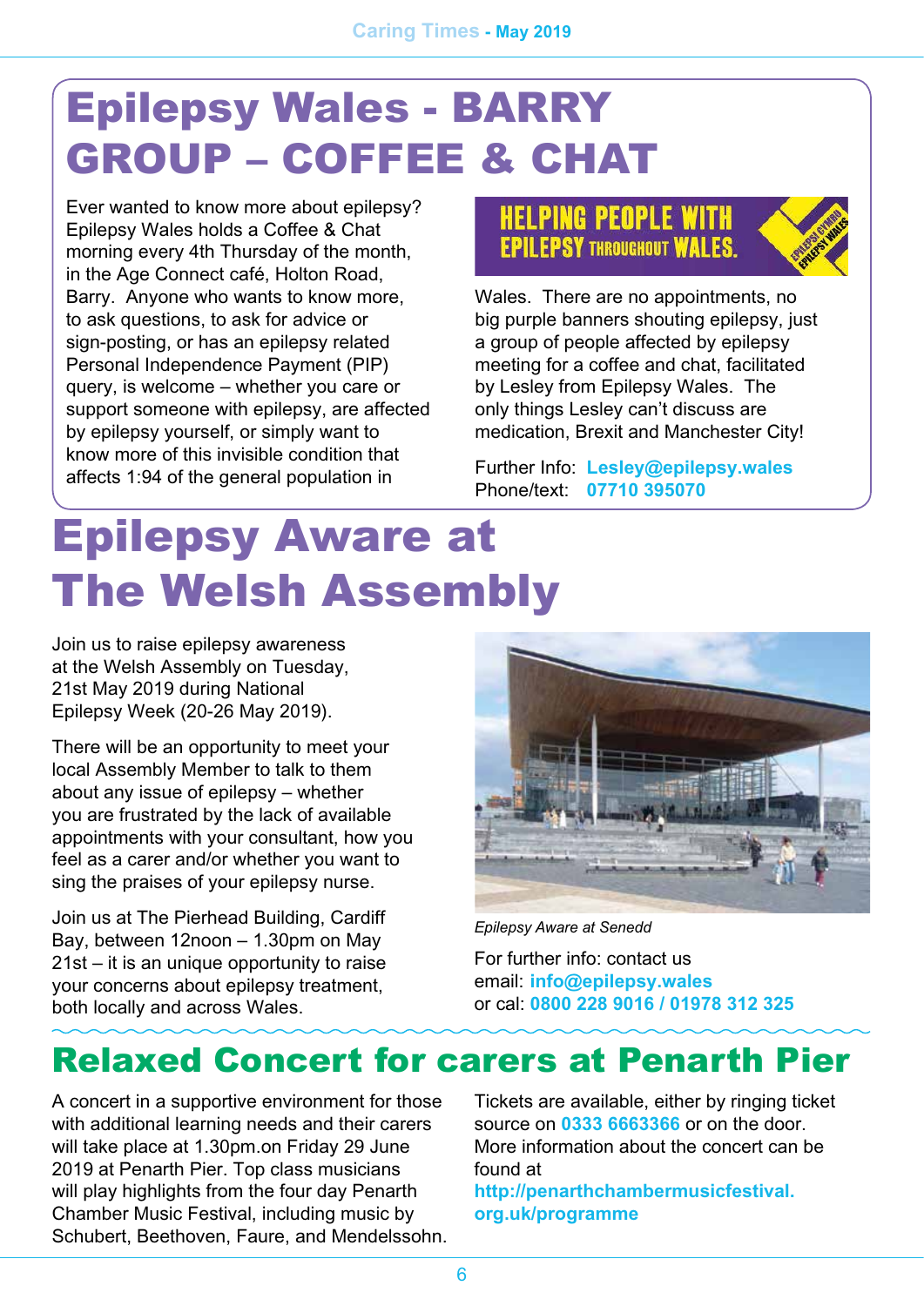# Epilepsy Wales - BARRY GROUP – COFFEE & CHAT

Ever wanted to know more about epilepsy? Epilepsy Wales holds a Coffee & Chat morning every 4th Thursday of the month, in the Age Connect café, Holton Road, Barry. Anyone who wants to know more, to ask questions, to ask for advice or sign-posting, or has an epilepsy related Personal Independence Payment (PIP) query, is welcome – whether you care or support someone with epilepsy, are affected by epilepsy yourself, or simply want to know more of this invisible condition that affects 1:94 of the general population in Wales. There are no appointments, no big purple banners shouting epilepsy, just a group of people affected by epilepsy meeting for a coffee and chat, facilitated by Lesley from Epilepsy Wales. The only things Lesley can't discuss are medication, Brexit and Manchester City!

HELPING PEOPLE WITH EPILEPSY THROUGHOUT WALES.

Further Info: **Lesley@epilepsy.wales**
Phone/text: **07710 395070**

# Epilepsy Aware at The Welsh Assembly

Join us to raise epilepsy awareness at the Welsh Assembly on Tuesday, 21st May 2019 during National Epilepsy Week (20-26 May 2019).

There will be an opportunity to meet your local Assembly Member to talk to them about any issue of epilepsy – whether you are frustrated by the lack of available appointments with your consultant, how you feel as a carer and/or whether you want to sing the praises of your epilepsy nurse.

Join us at The Pierhead Building, Cardiff Bay, between 12noon – 1.30pm on May 21st – it is an unique opportunity to raise your concerns about epilepsy treatment, both locally and across Wales.

*Epilepsy Aware at Senedd*

For further info: contact us
email: **info@epilepsy.wales**
or cal: **0800 228 9016 / 01978 312 325**

# Relaxed Concert for carers at Penarth Pier

A concert in a supportive environment for those with additional learning needs and their carers will take place at 1.30pm.on Friday 29 June 2019 at Penarth Pier. Top class musicians will play highlights from the four day Penarth Chamber Music Festival, including music by Schubert, Beethoven, Faure, and Mendelssohn.

Tickets are available, either by ringing ticket source on **0333 6663366** or on the door. More information about the concert can be found at **http://penarthchambermusicfestival.org.uk/programme**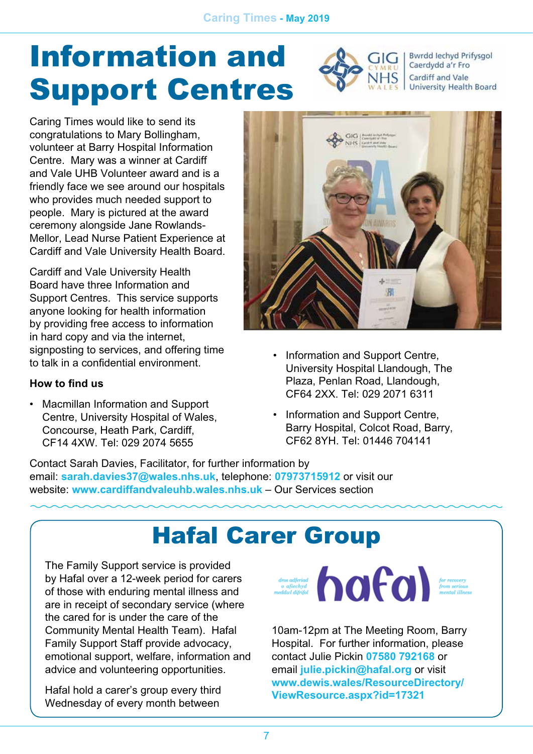# Information and Support Centres

Caring Times would like to send its congratulations to Mary Bollingham, volunteer at Barry Hospital Information Centre. Mary was a winner at Cardiff and Vale UHB Volunteer award and is a friendly face we see around our hospitals who provides much needed support to people. Mary is pictured at the award ceremony alongside Jane Rowlands-Mellor, Lead Nurse Patient Experience at Cardiff and Vale University Health Board.

Cardiff and Vale University Health Board have three Information and Support Centres. This service supports anyone looking for health information by providing free access to information in hard copy and via the internet, signposting to services, and offering time to talk in a confidential environment.

**How to find us**

- Macmillan Information and Support Centre, University Hospital of Wales, Concourse, Heath Park, Cardiff, CF14 4XW. Tel: 029 2074 5655
- Information and Support Centre, University Hospital Llandough, The Plaza, Penlan Road, Llandough, CF64 2XX. Tel: 029 2071 6311
- Information and Support Centre, Barry Hospital, Colcot Road, Barry, CF62 8YH. Tel: 01446 704141

Contact Sarah Davies, Facilitator, for further information by email: **sarah.davies37@wales.nhs.uk**, telephone: **07973715912** or visit our website: **www.cardiffandvaleuhb.wales.nhs.uk** – Our Services section

# Hafal Carer Group

The Family Support service is provided by Hafal over a 12-week period for carers of those with enduring mental illness and are in receipt of secondary service (where the cared for is under the care of the Community Mental Health Team). Hafal Family Support Staff provide advocacy, emotional support, welfare, information and advice and volunteering opportunities.

Hafal hold a carer's group every third Wednesday of every month between 10am-12pm at The Meeting Room, Barry Hospital. For further information, please contact Julie Pickin **07580 792168** or email **julie.pickin@hafal.org** or visit **www.dewis.wales/ResourceDirectory/ViewResource.aspx?id=17321**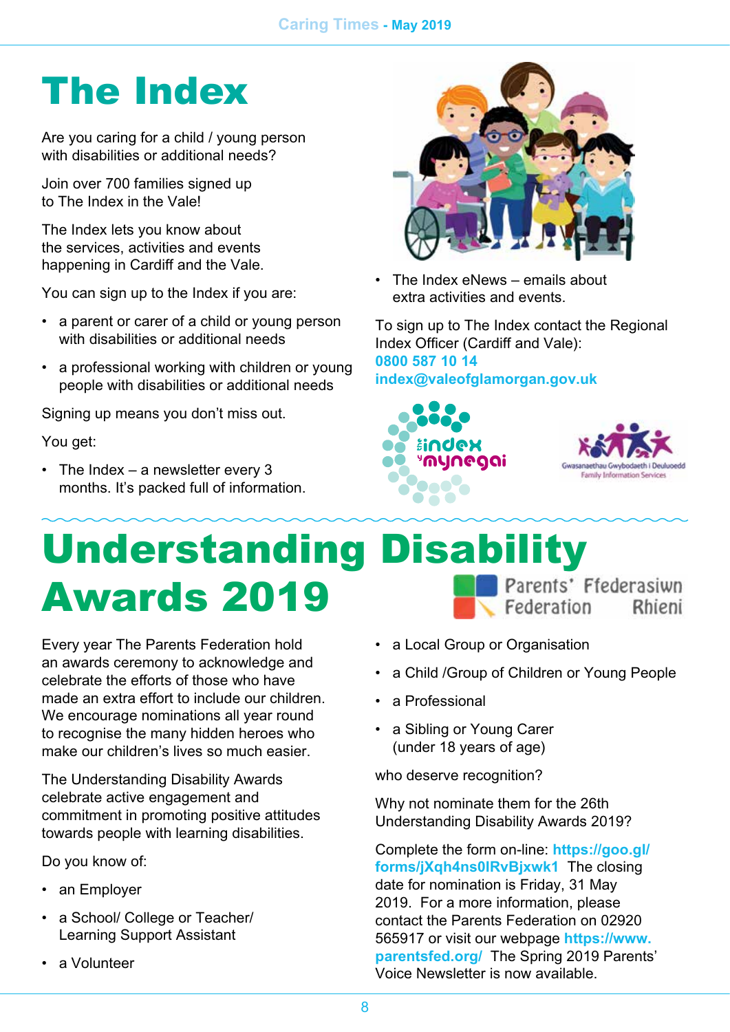# The Index

Are you caring for a child / young person with disabilities or additional needs?

Join over 700 families signed up to The Index in the Vale!

The Index lets you know about the services, activities and events happening in Cardiff and the Vale.

You can sign up to the Index if you are:

- a parent or carer of a child or young person with disabilities or additional needs
- a professional working with children or young people with disabilities or additional needs

Signing up means you don't miss out.

You get:

- The Index – a newsletter every 3 months. It's packed full of information.
- The Index eNews – emails about extra activities and events.

To sign up to The Index contact the Regional Index Officer (Cardiff and Vale):
**0800 587 10 14**
**index@valeofglamorgan.gov.uk**

# Understanding Disability Awards 2019

Every year The Parents Federation hold an awards ceremony to acknowledge and celebrate the efforts of those who have made an extra effort to include our children. We encourage nominations all year round to recognise the many hidden heroes who make our children's lives so much easier.

The Understanding Disability Awards celebrate active engagement and commitment in promoting positive attitudes towards people with learning disabilities.

Do you know of:

- an Employer
- a School/ College or Teacher/ Learning Support Assistant
- a Volunteer
- a Local Group or Organisation
- a Child /Group of Children or Young People
- a Professional
- a Sibling or Young Carer (under 18 years of age)

who deserve recognition?

Why not nominate them for the 26th Understanding Disability Awards 2019?

Complete the form on-line: **https://goo.gl/forms/jXqh4ns0IRvBjxwk1** The closing date for nomination is Friday, 31 May 2019. For a more information, please contact the Parents Federation on 02920 565917 or visit our webpage **https://www.parentsfed.org/** The Spring 2019 Parents' Voice Newsletter is now available.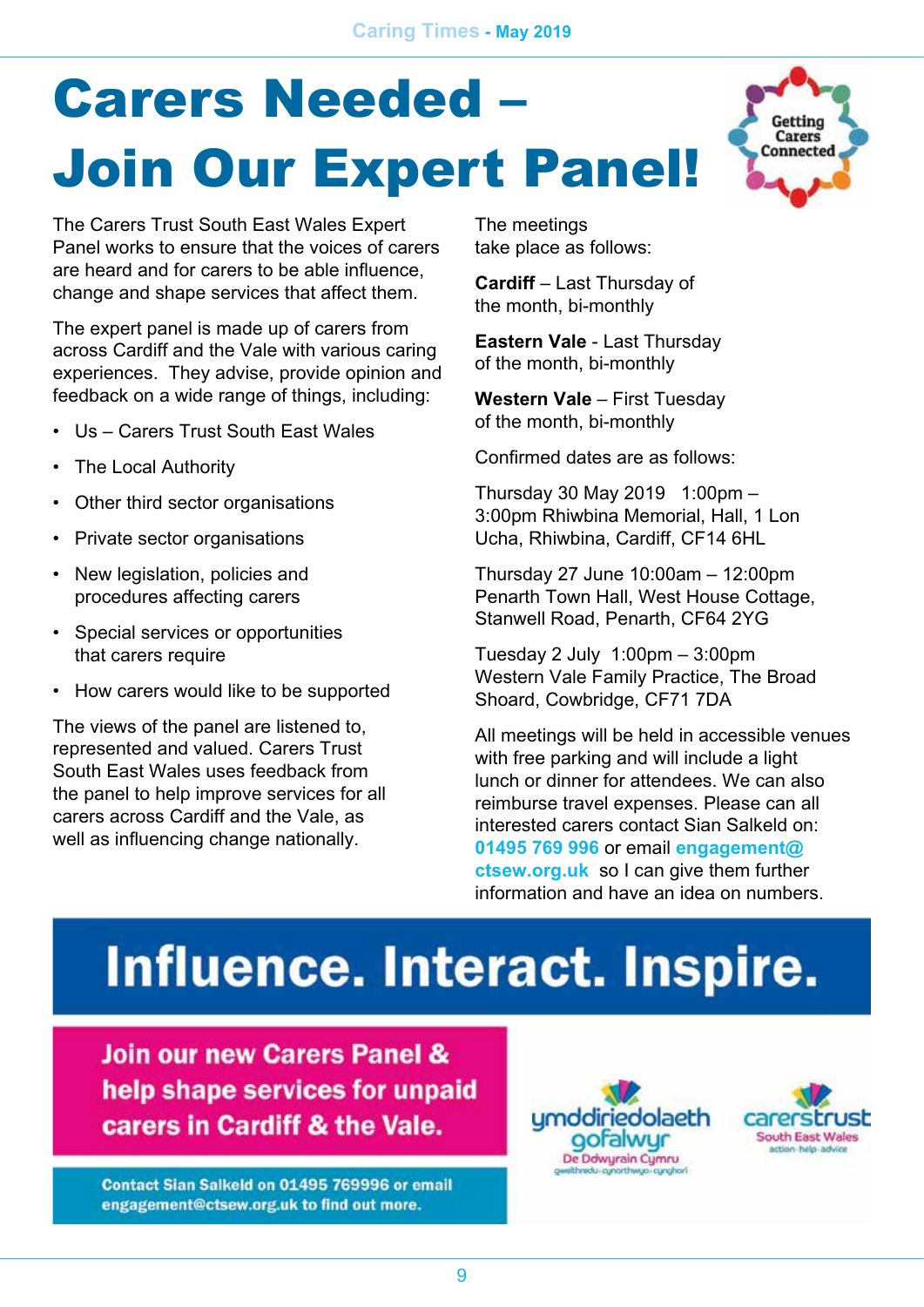# Carers Needed – Join Our Expert Panel!

The Carers Trust South East Wales Expert Panel works to ensure that the voices of carers are heard and for carers to be able influence, change and shape services that affect them.

The expert panel is made up of carers from across Cardiff and the Vale with various caring experiences. They advise, provide opinion and feedback on a wide range of things, including:

- Us – Carers Trust South East Wales
- The Local Authority
- Other third sector organisations
- Private sector organisations
- New legislation, policies and procedures affecting carers
- Special services or opportunities that carers require
- How carers would like to be supported

The views of the panel are listened to, represented and valued. Carers Trust South East Wales uses feedback from the panel to help improve services for all carers across Cardiff and the Vale, as well as influencing change nationally.

The meetings take place as follows:

**Cardiff** – Last Thursday of the month, bi-monthly

**Eastern Vale** - Last Thursday of the month, bi-monthly

**Western Vale** – First Tuesday of the month, bi-monthly

Confirmed dates are as follows:

Thursday 30 May 2019 1:00pm – 3:00pm Rhiwbina Memorial, Hall, 1 Lon Ucha, Rhiwbina, Cardiff, CF14 6HL

Thursday 27 June 10:00am – 12:00pm Penarth Town Hall, West House Cottage, Stanwell Road, Penarth, CF64 2YG

Tuesday 2 July 1:00pm – 3:00pm Western Vale Family Practice, The Broad Shoard, Cowbridge, CF71 7DA

All meetings will be held in accessible venues with free parking and will include a light lunch or dinner for attendees. We can also reimburse travel expenses. Please can all interested carers contact Sian Salkeld on: **01495 769 996** or email **engagement@ctsew.org.uk** so I can give them further information and have an idea on numbers.

## Influence. Interact. Inspire.

**Join our new Carers Panel & help shape services for unpaid carers in Cardiff & the Vale.**

**Contact Sian Salkeld on 01495 769996 or email engagement@ctsew.org.uk to find out more.**

ymddiriedolaeth gofalwyr De Ddwyrain Cymru gwelthredu · cynorthwyo · cynghori

carerstrust South East Wales action · help · advice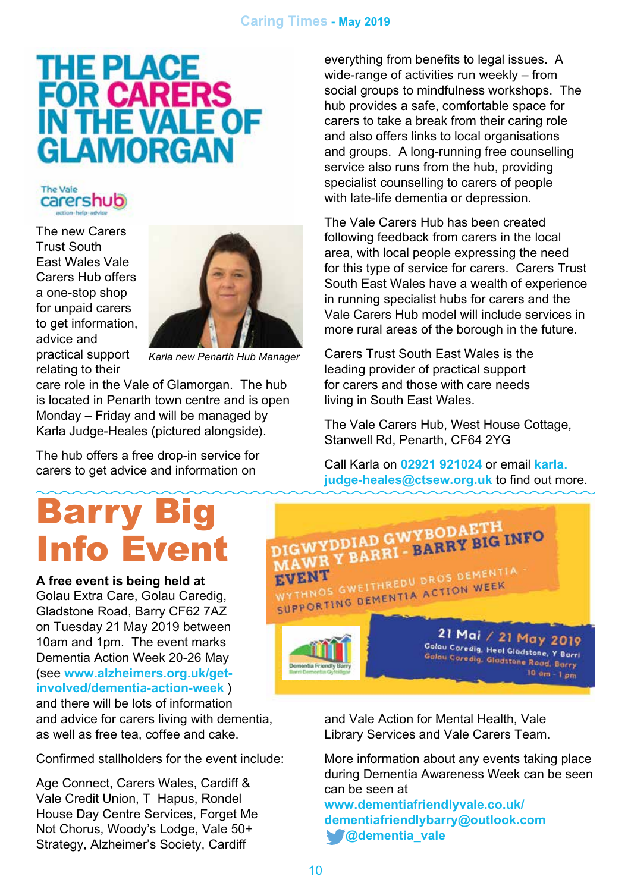# THE PLACE FOR CARERS IN THE VALE OF GLAMORGAN

The Vale carershub action-help-advice

The new Carers Trust South East Wales Vale Carers Hub offers a one-stop shop for unpaid carers to get information, advice and practical support relating to their care role in the Vale of Glamorgan. The hub is located in Penarth town centre and is open Monday – Friday and will be managed by Karla Judge-Heales (pictured alongside).

*Karla new Penarth Hub Manager*

The hub offers a free drop-in service for carers to get advice and information on everything from benefits to legal issues. A wide-range of activities run weekly – from social groups to mindfulness workshops. The hub provides a safe, comfortable space for carers to take a break from their caring role and also offers links to local organisations and groups. A long-running free counselling service also runs from the hub, providing specialist counselling to carers of people with late-life dementia or depression.

The Vale Carers Hub has been created following feedback from carers in the local area, with local people expressing the need for this type of service for carers. Carers Trust South East Wales have a wealth of experience in running specialist hubs for carers and the Vale Carers Hub model will include services in more rural areas of the borough in the future.

Carers Trust South East Wales is the leading provider of practical support for carers and those with care needs living in South East Wales.

The Vale Carers Hub, West House Cottage, Stanwell Rd, Penarth, CF64 2YG

Call Karla on **02921 921024** or email **karla.judge-heales@ctsew.org.uk** to find out more.

# Barry Big Info Event

**A free event is being held at** Golau Extra Care, Golau Caredig, Gladstone Road, Barry CF62 7AZ on Tuesday 21 May 2019 between 10am and 1pm. The event marks Dementia Action Week 20-26 May (see **www.alzheimers.org.uk/get-involved/dementia-action-week** ) and there will be lots of information and advice for carers living with dementia, as well as free tea, coffee and cake.

DIGWYDDIAD GWYBODAETH MAWR Y BARRI - BARRY BIG INFO EVENT
WYTHNOS GWEITHREDU DROS DEMENTIA - SUPPORTING DEMENTIA ACTION WEEK
Dementia Friendly Barry / Barri Dementia Gyfeillgar
21 Mai / 21 May 2019
Golau Caredig, Heol Gladstone, Y Barri
Golau Caredig, Gladstone Road, Barry
10 am - 1 pm

Confirmed stallholders for the event include:

Age Connect, Carers Wales, Cardiff & Vale Credit Union, T Hapus, Rondel House Day Centre Services, Forget Me Not Chorus, Woody's Lodge, Vale 50+ Strategy, Alzheimer's Society, Cardiff and Vale Action for Mental Health, Vale Library Services and Vale Carers Team.

More information about any events taking place during Dementia Awareness Week can be seen can be seen at

**www.dementiafriendlyvale.co.uk/**
**dementiafriendlybarry@outlook.com**
**@dementia_vale**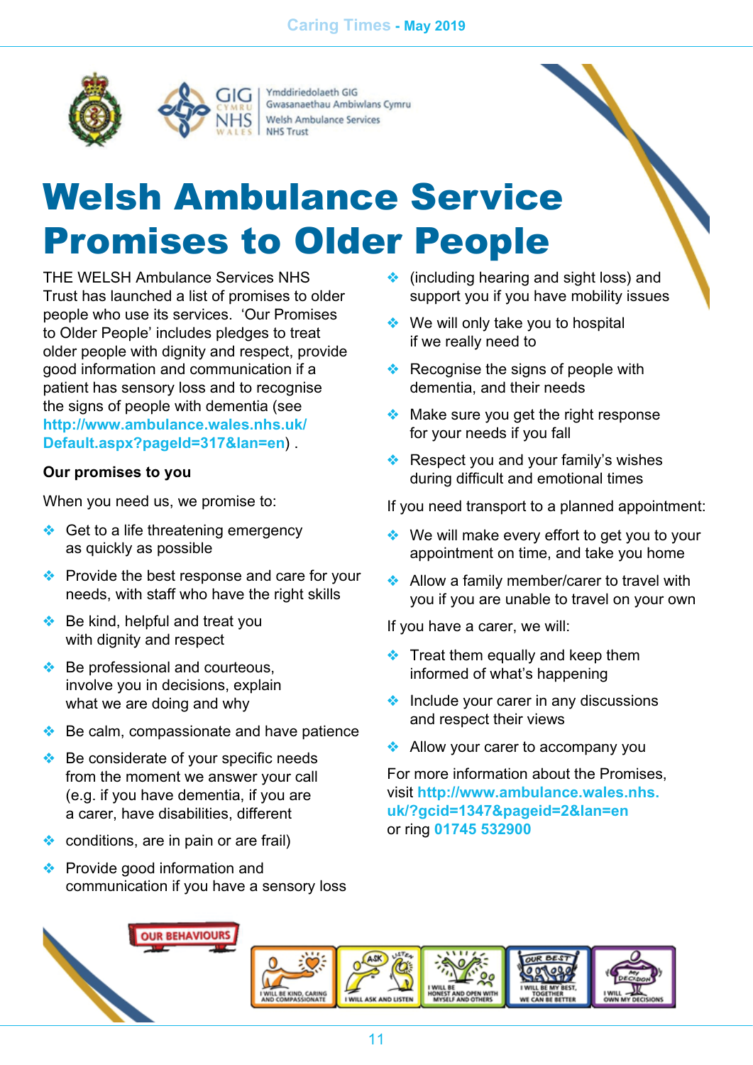# Welsh Ambulance Service Promises to Older People

THE WELSH Ambulance Services NHS Trust has launched a list of promises to older people who use its services. 'Our Promises to Older People' includes pledges to treat older people with dignity and respect, provide good information and communication if a patient has sensory loss and to recognise the signs of people with dementia (see **http://www.ambulance.wales.nhs.uk/Default.aspx?pageId=317&lan=en**) .

**Our promises to you**

When you need us, we promise to:

- Get to a life threatening emergency as quickly as possible
- Provide the best response and care for your needs, with staff who have the right skills
- Be kind, helpful and treat you with dignity and respect
- Be professional and courteous, involve you in decisions, explain what we are doing and why
- Be calm, compassionate and have patience
- Be considerate of your specific needs from the moment we answer your call (e.g. if you have dementia, if you are a carer, have disabilities, different
- conditions, are in pain or are frail)
- Provide good information and communication if you have a sensory loss
- (including hearing and sight loss) and support you if you have mobility issues
- We will only take you to hospital if we really need to
- Recognise the signs of people with dementia, and their needs
- Make sure you get the right response for your needs if you fall
- Respect you and your family's wishes during difficult and emotional times

If you need transport to a planned appointment:

- We will make every effort to get you to your appointment on time, and take you home
- Allow a family member/carer to travel with you if you are unable to travel on your own

If you have a carer, we will:

- Treat them equally and keep them informed of what's happening
- Include your carer in any discussions and respect their views
- Allow your carer to accompany you

For more information about the Promises, visit **http://www.ambulance.wales.nhs.uk/?gcid=1347&pageid=2&lan=en** or ring **01745 532900**

OUR BEHAVIOURS

I WILL BE KIND, CARING AND COMPASSIONATE | I WILL ASK AND LISTEN | I WILL BE HONEST AND OPEN WITH MYSELF AND OTHERS | I WILL BE MY BEST, TOGETHER WE CAN BE BETTER | I WILL OWN MY DECISIONS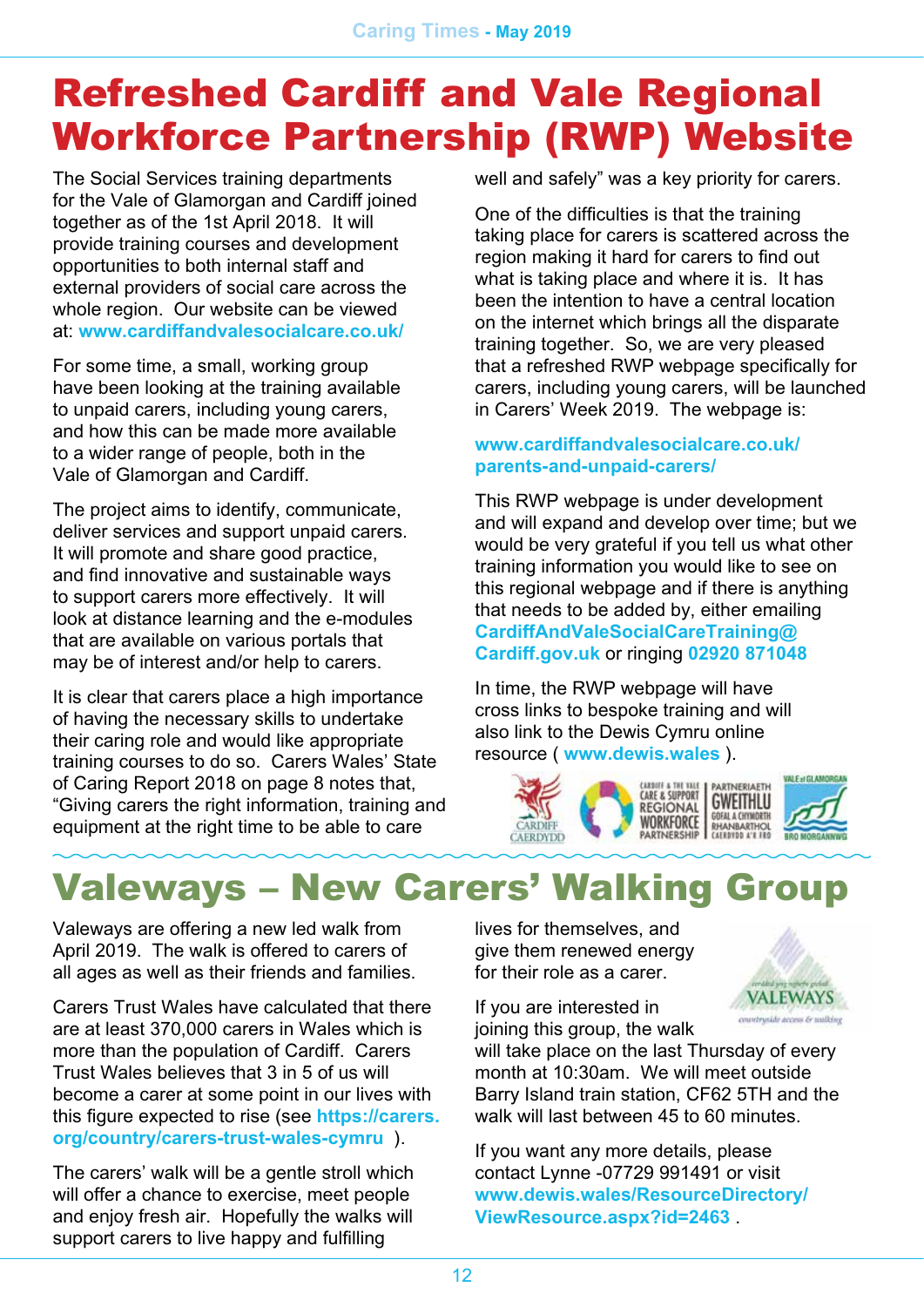# Refreshed Cardiff and Vale Regional Workforce Partnership (RWP) Website

The Social Services training departments for the Vale of Glamorgan and Cardiff joined together as of the 1st April 2018. It will provide training courses and development opportunities to both internal staff and external providers of social care across the whole region. Our website can be viewed at: **www.cardiffandvalesocialcare.co.uk/**

For some time, a small, working group have been looking at the training available to unpaid carers, including young carers, and how this can be made more available to a wider range of people, both in the Vale of Glamorgan and Cardiff.

The project aims to identify, communicate, deliver services and support unpaid carers. It will promote and share good practice, and find innovative and sustainable ways to support carers more effectively. It will look at distance learning and the e-modules that are available on various portals that may be of interest and/or help to carers.

It is clear that carers place a high importance of having the necessary skills to undertake their caring role and would like appropriate training courses to do so. Carers Wales' State of Caring Report 2018 on page 8 notes that, "Giving carers the right information, training and equipment at the right time to be able to care well and safely" was a key priority for carers.

One of the difficulties is that the training taking place for carers is scattered across the region making it hard for carers to find out what is taking place and where it is. It has been the intention to have a central location on the internet which brings all the disparate training together. So, we are very pleased that a refreshed RWP webpage specifically for carers, including young carers, will be launched in Carers' Week 2019. The webpage is:

**www.cardiffandvalesocialcare.co.uk/parents-and-unpaid-carers/**

This RWP webpage is under development and will expand and develop over time; but we would be very grateful if you tell us what other training information you would like to see on this regional webpage and if there is anything that needs to be added by, either emailing **CardiffAndValeSocialCareTraining@Cardiff.gov.uk** or ringing **02920 871048**

In time, the RWP webpage will have cross links to bespoke training and will also link to the Dewis Cymru online resource ( **www.dewis.wales** ).

# Valeways – New Carers' Walking Group

Valeways are offering a new led walk from April 2019. The walk is offered to carers of all ages as well as their friends and families.

Carers Trust Wales have calculated that there are at least 370,000 carers in Wales which is more than the population of Cardiff. Carers Trust Wales believes that 3 in 5 of us will become a carer at some point in our lives with this figure expected to rise (see **https://carers.org/country/carers-trust-wales-cymru** ).

The carers' walk will be a gentle stroll which will offer a chance to exercise, meet people and enjoy fresh air. Hopefully the walks will support carers to live happy and fulfilling lives for themselves, and give them renewed energy for their role as a carer.

If you are interested in joining this group, the walk will take place on the last Thursday of every month at 10:30am. We will meet outside Barry Island train station, CF62 5TH and the walk will last between 45 to 60 minutes.

If you want any more details, please contact Lynne -07729 991491 or visit **www.dewis.wales/ResourceDirectory/ViewResource.aspx?id=2463** .